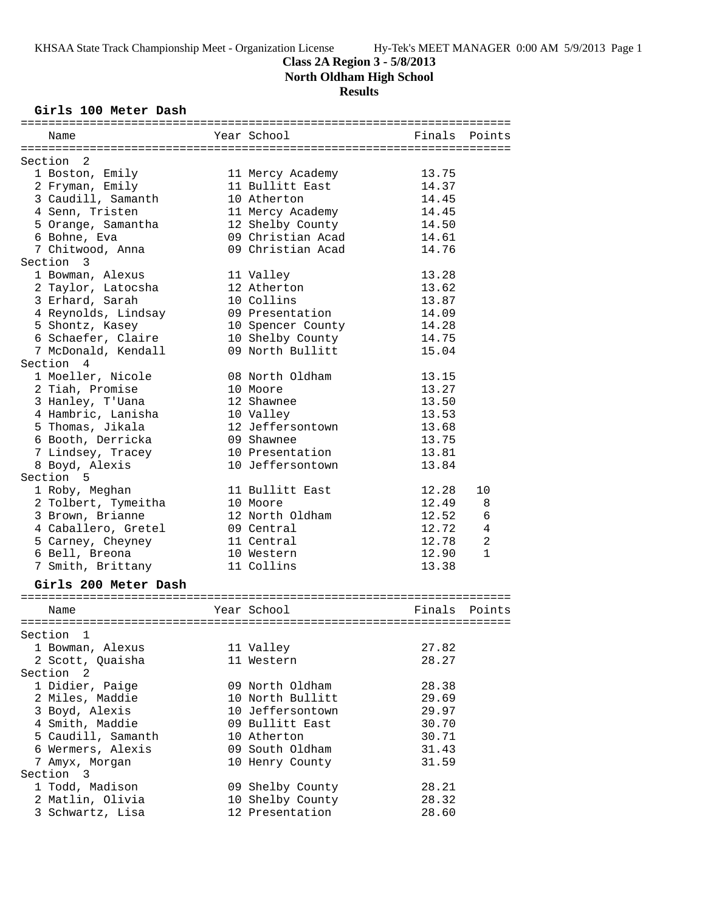# Class 2A Region 3 - 5/8/2013
## North Oldham High School
### Results

#### Girls 100 Meter Dash

| Name | Year | School | Finals | Points |
|---|---|---|---|---|
| **Section 2** | | | | |
| 1 Boston, Emily | 11 | Mercy Academy | 13.75 | |
| 2 Fryman, Emily | 11 | Bullitt East | 14.37 | |
| 3 Caudill, Samanth | 10 | Atherton | 14.45 | |
| 4 Senn, Tristen | 11 | Mercy Academy | 14.45 | |
| 5 Orange, Samantha | 12 | Shelby County | 14.50 | |
| 6 Bohne, Eva | 09 | Christian Acad | 14.61 | |
| 7 Chitwood, Anna | 09 | Christian Acad | 14.76 | |
| **Section 3** | | | | |
| 1 Bowman, Alexus | 11 | Valley | 13.28 | |
| 2 Taylor, Latocsha | 12 | Atherton | 13.62 | |
| 3 Erhard, Sarah | 10 | Collins | 13.87 | |
| 4 Reynolds, Lindsay | 09 | Presentation | 14.09 | |
| 5 Shontz, Kasey | 10 | Spencer County | 14.28 | |
| 6 Schaefer, Claire | 10 | Shelby County | 14.75 | |
| 7 McDonald, Kendall | 09 | North Bullitt | 15.04 | |
| **Section 4** | | | | |
| 1 Moeller, Nicole | 08 | North Oldham | 13.15 | |
| 2 Tiah, Promise | 10 | Moore | 13.27 | |
| 3 Hanley, T'Uana | 12 | Shawnee | 13.50 | |
| 4 Hambric, Lanisha | 10 | Valley | 13.53 | |
| 5 Thomas, Jikala | 12 | Jeffersontown | 13.68 | |
| 6 Booth, Derricka | 09 | Shawnee | 13.75 | |
| 7 Lindsey, Tracey | 10 | Presentation | 13.81 | |
| 8 Boyd, Alexis | 10 | Jeffersontown | 13.84 | |
| **Section 5** | | | | |
| 1 Roby, Meghan | 11 | Bullitt East | 12.28 | 10 |
| 2 Tolbert, Tymeitha | 10 | Moore | 12.49 | 8 |
| 3 Brown, Brianne | 12 | North Oldham | 12.52 | 6 |
| 4 Caballero, Gretel | 09 | Central | 12.72 | 4 |
| 5 Carney, Cheyney | 11 | Central | 12.78 | 2 |
| 6 Bell, Breona | 10 | Western | 12.90 | 1 |
| 7 Smith, Brittany | 11 | Collins | 13.38 | |

#### Girls 200 Meter Dash

| Name | Year | School | Finals | Points |
|---|---|---|---|---|
| **Section 1** | | | | |
| 1 Bowman, Alexus | 11 | Valley | 27.82 | |
| 2 Scott, Quaisha | 11 | Western | 28.27 | |
| **Section 2** | | | | |
| 1 Didier, Paige | 09 | North Oldham | 28.38 | |
| 2 Miles, Maddie | 10 | North Bullitt | 29.69 | |
| 3 Boyd, Alexis | 10 | Jeffersontown | 29.97 | |
| 4 Smith, Maddie | 09 | Bullitt East | 30.70 | |
| 5 Caudill, Samanth | 10 | Atherton | 30.71 | |
| 6 Wermers, Alexis | 09 | South Oldham | 31.43 | |
| 7 Amyx, Morgan | 10 | Henry County | 31.59 | |
| **Section 3** | | | | |
| 1 Todd, Madison | 09 | Shelby County | 28.21 | |
| 2 Matlin, Olivia | 10 | Shelby County | 28.32 | |
| 3 Schwartz, Lisa | 12 | Presentation | 28.60 | |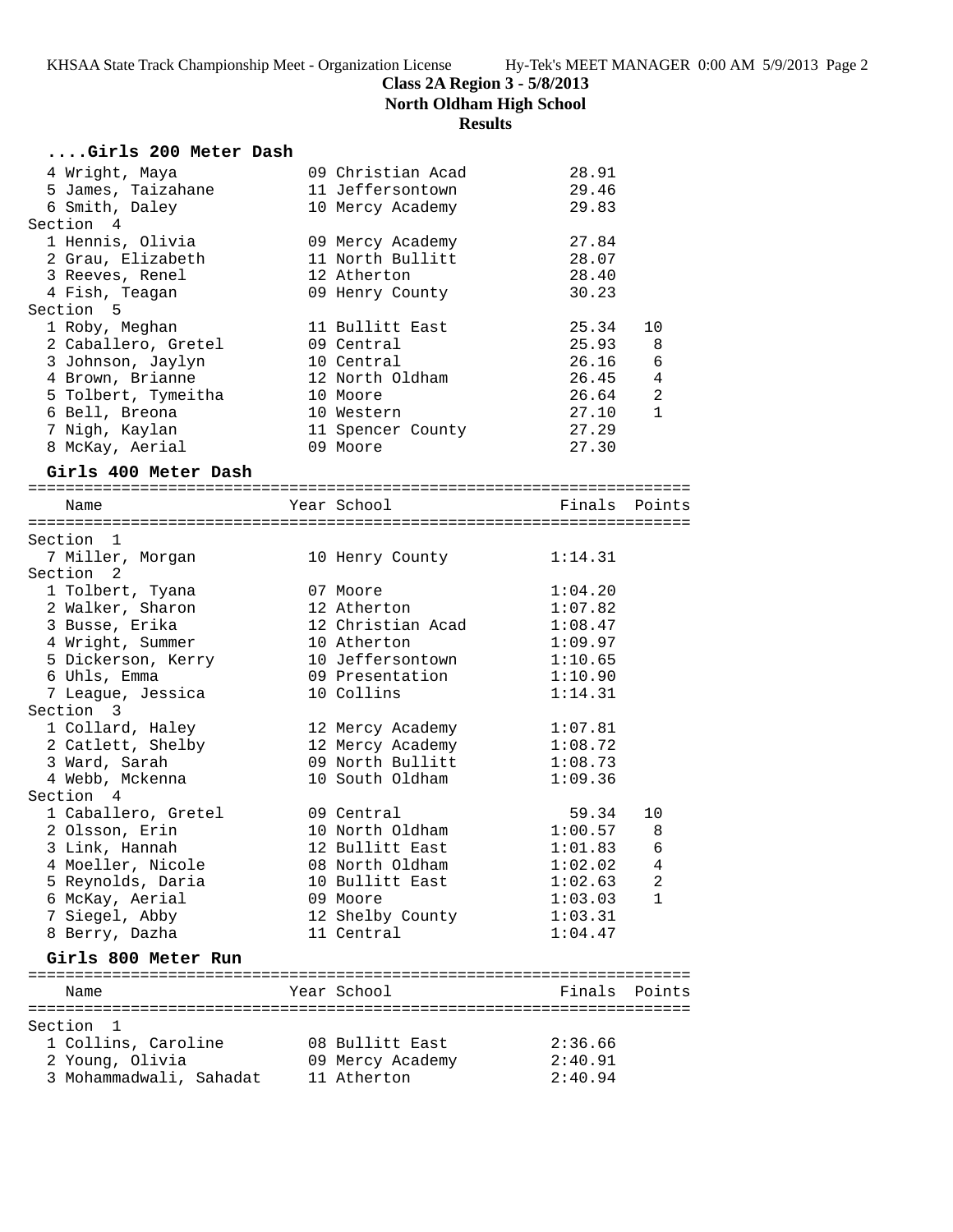**Class 2A Region 3 - 5/8/2013**
**North Oldham High School**
**Results**

### ....Girls 200 Meter Dash

| Name | Year | School | Finals | Points |
|---|---|---|---|---|
| 4 Wright, Maya | 09 | Christian Acad | 28.91 | |
| 5 James, Taizahane | 11 | Jeffersontown | 29.46 | |
| 6 Smith, Daley | 10 | Mercy Academy | 29.83 | |
| **Section 4** | | | | |
| 1 Hennis, Olivia | 09 | Mercy Academy | 27.84 | |
| 2 Grau, Elizabeth | 11 | North Bullitt | 28.07 | |
| 3 Reeves, Renel | 12 | Atherton | 28.40 | |
| 4 Fish, Teagan | 09 | Henry County | 30.23 | |
| **Section 5** | | | | |
| 1 Roby, Meghan | 11 | Bullitt East | 25.34 | 10 |
| 2 Caballero, Gretel | 09 | Central | 25.93 | 8 |
| 3 Johnson, Jaylyn | 10 | Central | 26.16 | 6 |
| 4 Brown, Brianne | 12 | North Oldham | 26.45 | 4 |
| 5 Tolbert, Tymeitha | 10 | Moore | 26.64 | 2 |
| 6 Bell, Breona | 10 | Western | 27.10 | 1 |
| 7 Nigh, Kaylan | 11 | Spencer County | 27.29 | |
| 8 McKay, Aerial | 09 | Moore | 27.30 | |

### Girls 400 Meter Dash

| Name | Year | School | Finals | Points |
|---|---|---|---|---|
| **Section 1** | | | | |
| 7 Miller, Morgan | 10 | Henry County | 1:14.31 | |
| **Section 2** | | | | |
| 1 Tolbert, Tyana | 07 | Moore | 1:04.20 | |
| 2 Walker, Sharon | 12 | Atherton | 1:07.82 | |
| 3 Busse, Erika | 12 | Christian Acad | 1:08.47 | |
| 4 Wright, Summer | 10 | Atherton | 1:09.97 | |
| 5 Dickerson, Kerry | 10 | Jeffersontown | 1:10.65 | |
| 6 Uhls, Emma | 09 | Presentation | 1:10.90 | |
| 7 League, Jessica | 10 | Collins | 1:14.31 | |
| **Section 3** | | | | |
| 1 Collard, Haley | 12 | Mercy Academy | 1:07.81 | |
| 2 Catlett, Shelby | 12 | Mercy Academy | 1:08.72 | |
| 3 Ward, Sarah | 09 | North Bullitt | 1:08.73 | |
| 4 Webb, Mckenna | 10 | South Oldham | 1:09.36 | |
| **Section 4** | | | | |
| 1 Caballero, Gretel | 09 | Central | 59.34 | 10 |
| 2 Olsson, Erin | 10 | North Oldham | 1:00.57 | 8 |
| 3 Link, Hannah | 12 | Bullitt East | 1:01.83 | 6 |
| 4 Moeller, Nicole | 08 | North Oldham | 1:02.02 | 4 |
| 5 Reynolds, Daria | 10 | Bullitt East | 1:02.63 | 2 |
| 6 McKay, Aerial | 09 | Moore | 1:03.03 | 1 |
| 7 Siegel, Abby | 12 | Shelby County | 1:03.31 | |
| 8 Berry, Dazha | 11 | Central | 1:04.47 | |

### Girls 800 Meter Run

| Name | Year | School | Finals | Points |
|---|---|---|---|---|
| **Section 1** | | | | |
| 1 Collins, Caroline | 08 | Bullitt East | 2:36.66 | |
| 2 Young, Olivia | 09 | Mercy Academy | 2:40.91 | |
| 3 Mohammadwali, Sahadat | 11 | Atherton | 2:40.94 | |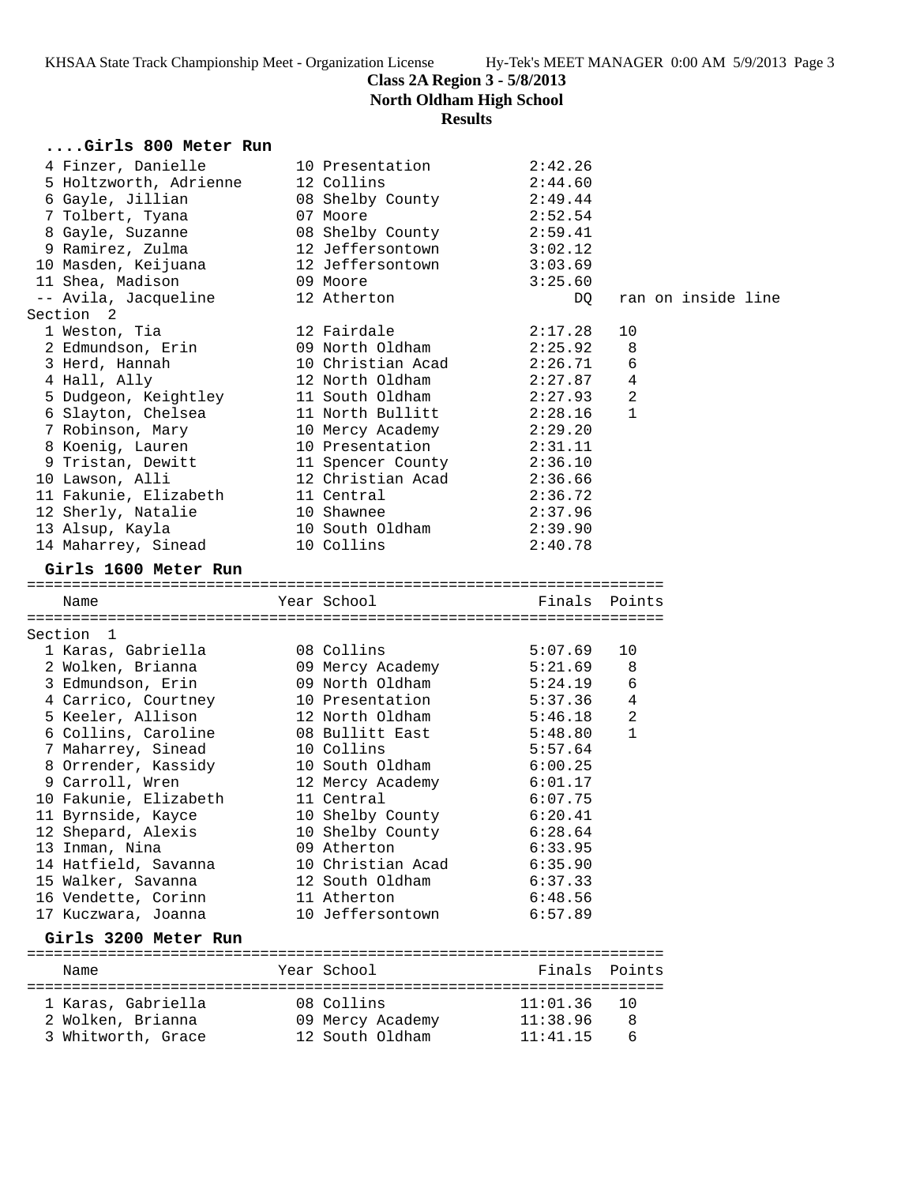# Class 2A Region 3 - 5/8/2013
## North Oldham High School
### Results

#### ....Girls 800 Meter Run

| Name | Year | School | Finals | Points |
|---|---|---|---|---|
| 4 Finzer, Danielle | 10 | Presentation | 2:42.26 | |
| 5 Holtzworth, Adrienne | 12 | Collins | 2:44.60 | |
| 6 Gayle, Jillian | 08 | Shelby County | 2:49.44 | |
| 7 Tolbert, Tyana | 07 | Moore | 2:52.54 | |
| 8 Gayle, Suzanne | 08 | Shelby County | 2:59.41 | |
| 9 Ramirez, Zulma | 12 | Jeffersontown | 3:02.12 | |
| 10 Masden, Keijuana | 12 | Jeffersontown | 3:03.69 | |
| 11 Shea, Madison | 09 | Moore | 3:25.60 | |
| -- Avila, Jacqueline | 12 | Atherton | DQ | ran on inside line |
| **Section 2** | | | | |
| 1 Weston, Tia | 12 | Fairdale | 2:17.28 | 10 |
| 2 Edmundson, Erin | 09 | North Oldham | 2:25.92 | 8 |
| 3 Herd, Hannah | 10 | Christian Acad | 2:26.71 | 6 |
| 4 Hall, Ally | 12 | North Oldham | 2:27.87 | 4 |
| 5 Dudgeon, Keightley | 11 | South Oldham | 2:27.93 | 2 |
| 6 Slayton, Chelsea | 11 | North Bullitt | 2:28.16 | 1 |
| 7 Robinson, Mary | 10 | Mercy Academy | 2:29.20 | |
| 8 Koenig, Lauren | 10 | Presentation | 2:31.11 | |
| 9 Tristan, Dewitt | 11 | Spencer County | 2:36.10 | |
| 10 Lawson, Alli | 12 | Christian Acad | 2:36.66 | |
| 11 Fakunie, Elizabeth | 11 | Central | 2:36.72 | |
| 12 Sherly, Natalie | 10 | Shawnee | 2:37.96 | |
| 13 Alsup, Kayla | 10 | South Oldham | 2:39.90 | |
| 14 Maharrey, Sinead | 10 | Collins | 2:40.78 | |

#### Girls 1600 Meter Run

| Name | Year | School | Finals | Points |
|---|---|---|---|---|
| **Section 1** | | | | |
| 1 Karas, Gabriella | 08 | Collins | 5:07.69 | 10 |
| 2 Wolken, Brianna | 09 | Mercy Academy | 5:21.69 | 8 |
| 3 Edmundson, Erin | 09 | North Oldham | 5:24.19 | 6 |
| 4 Carrico, Courtney | 10 | Presentation | 5:37.36 | 4 |
| 5 Keeler, Allison | 12 | North Oldham | 5:46.18 | 2 |
| 6 Collins, Caroline | 08 | Bullitt East | 5:48.80 | 1 |
| 7 Maharrey, Sinead | 10 | Collins | 5:57.64 | |
| 8 Orrender, Kassidy | 10 | South Oldham | 6:00.25 | |
| 9 Carroll, Wren | 12 | Mercy Academy | 6:01.17 | |
| 10 Fakunie, Elizabeth | 11 | Central | 6:07.75 | |
| 11 Byrnside, Kayce | 10 | Shelby County | 6:20.41 | |
| 12 Shepard, Alexis | 10 | Shelby County | 6:28.64 | |
| 13 Inman, Nina | 09 | Atherton | 6:33.95 | |
| 14 Hatfield, Savanna | 10 | Christian Acad | 6:35.90 | |
| 15 Walker, Savanna | 12 | South Oldham | 6:37.33 | |
| 16 Vendette, Corinn | 11 | Atherton | 6:48.56 | |
| 17 Kuczwara, Joanna | 10 | Jeffersontown | 6:57.89 | |

#### Girls 3200 Meter Run

| Name | Year | School | Finals | Points |
|---|---|---|---|---|
| 1 Karas, Gabriella | 08 | Collins | 11:01.36 | 10 |
| 2 Wolken, Brianna | 09 | Mercy Academy | 11:38.96 | 8 |
| 3 Whitworth, Grace | 12 | South Oldham | 11:41.15 | 6 |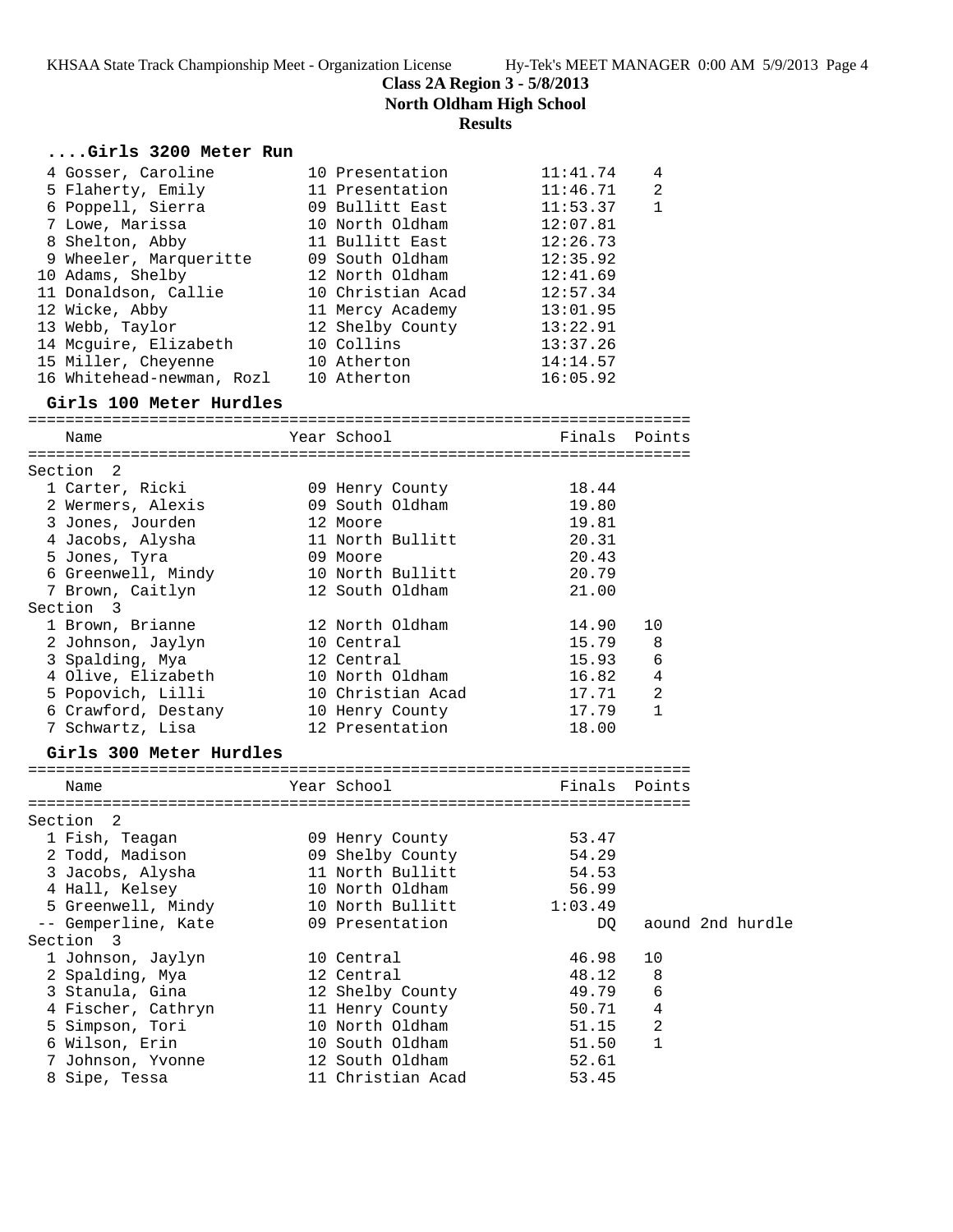**Class 2A Region 3 - 5/8/2013**

**North Oldham High School**

**Results**

### ....Girls 3200 Meter Run

| Place | Name | Year | School | Finals | Points |
|---|---|---|---|---|---|
| 4 | Gosser, Caroline | 10 | Presentation | 11:41.74 | 4 |
| 5 | Flaherty, Emily | 11 | Presentation | 11:46.71 | 2 |
| 6 | Poppell, Sierra | 09 | Bullitt East | 11:53.37 | 1 |
| 7 | Lowe, Marissa | 10 | North Oldham | 12:07.81 | |
| 8 | Shelton, Abby | 11 | Bullitt East | 12:26.73 | |
| 9 | Wheeler, Marqueritte | 09 | South Oldham | 12:35.92 | |
| 10 | Adams, Shelby | 12 | North Oldham | 12:41.69 | |
| 11 | Donaldson, Callie | 10 | Christian Acad | 12:57.34 | |
| 12 | Wicke, Abby | 11 | Mercy Academy | 13:01.95 | |
| 13 | Webb, Taylor | 12 | Shelby County | 13:22.91 | |
| 14 | Mcguire, Elizabeth | 10 | Collins | 13:37.26 | |
| 15 | Miller, Cheyenne | 10 | Atherton | 14:14.57 | |
| 16 | Whitehead-newman, Rozl | 10 | Atherton | 16:05.92 | |

### Girls 100 Meter Hurdles

| Place | Name | Year | School | Finals | Points |
|---|---|---|---|---|---|
| **Section 2** | | | | | |
| 1 | Carter, Ricki | 09 | Henry County | 18.44 | |
| 2 | Wermers, Alexis | 09 | South Oldham | 19.80 | |
| 3 | Jones, Jourden | 12 | Moore | 19.81 | |
| 4 | Jacobs, Alysha | 11 | North Bullitt | 20.31 | |
| 5 | Jones, Tyra | 09 | Moore | 20.43 | |
| 6 | Greenwell, Mindy | 10 | North Bullitt | 20.79 | |
| 7 | Brown, Caitlyn | 12 | South Oldham | 21.00 | |
| **Section 3** | | | | | |
| 1 | Brown, Brianne | 12 | North Oldham | 14.90 | 10 |
| 2 | Johnson, Jaylyn | 10 | Central | 15.79 | 8 |
| 3 | Spalding, Mya | 12 | Central | 15.93 | 6 |
| 4 | Olive, Elizabeth | 10 | North Oldham | 16.82 | 4 |
| 5 | Popovich, Lilli | 10 | Christian Acad | 17.71 | 2 |
| 6 | Crawford, Destany | 10 | Henry County | 17.79 | 1 |
| 7 | Schwartz, Lisa | 12 | Presentation | 18.00 | |

### Girls 300 Meter Hurdles

| Place | Name | Year | School | Finals | Points |
|---|---|---|---|---|---|
| **Section 2** | | | | | |
| 1 | Fish, Teagan | 09 | Henry County | 53.47 | |
| 2 | Todd, Madison | 09 | Shelby County | 54.29 | |
| 3 | Jacobs, Alysha | 11 | North Bullitt | 54.53 | |
| 4 | Hall, Kelsey | 10 | North Oldham | 56.99 | |
| 5 | Greenwell, Mindy | 10 | North Bullitt | 1:03.49 | |
| -- | Gemperline, Kate | 09 | Presentation | DQ | aound 2nd hurdle |
| **Section 3** | | | | | |
| 1 | Johnson, Jaylyn | 10 | Central | 46.98 | 10 |
| 2 | Spalding, Mya | 12 | Central | 48.12 | 8 |
| 3 | Stanula, Gina | 12 | Shelby County | 49.79 | 6 |
| 4 | Fischer, Cathryn | 11 | Henry County | 50.71 | 4 |
| 5 | Simpson, Tori | 10 | North Oldham | 51.15 | 2 |
| 6 | Wilson, Erin | 10 | South Oldham | 51.50 | 1 |
| 7 | Johnson, Yvonne | 12 | South Oldham | 52.61 | |
| 8 | Sipe, Tessa | 11 | Christian Acad | 53.45 | |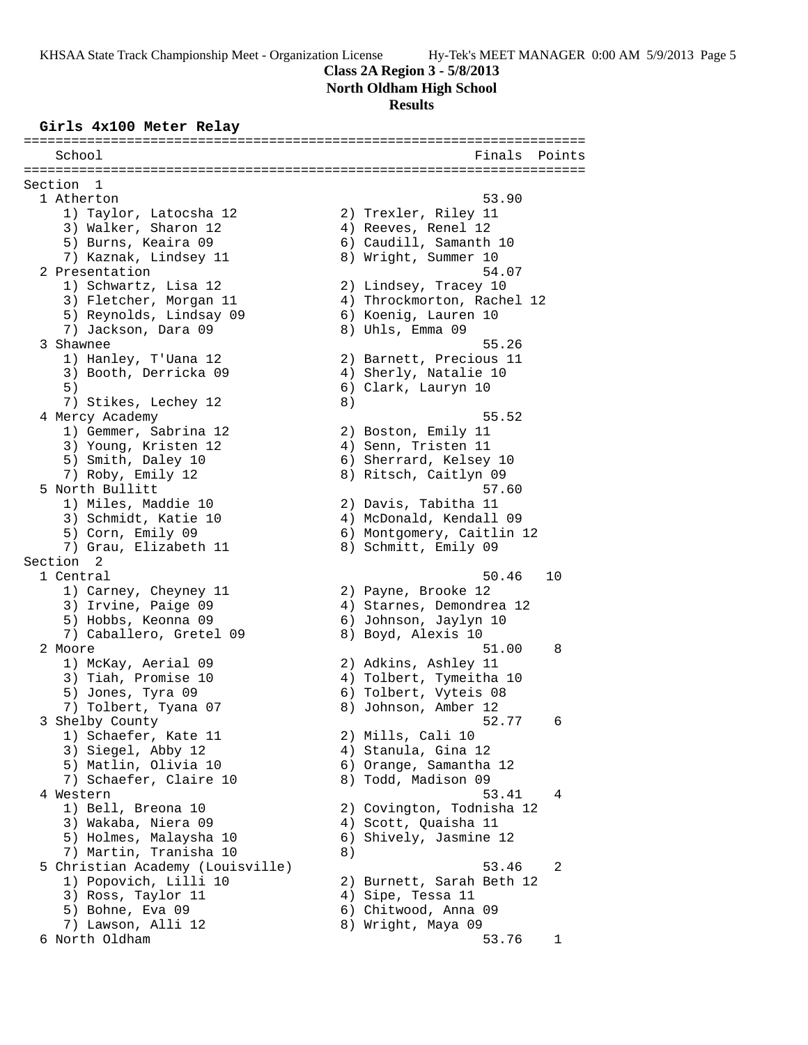**Class 2A Region 3 - 5/8/2013**
**North Oldham High School**
**Results**

### Girls 4x100 Meter Relay

```
=====================================================================
    School                                            Finals  Points
=====================================================================
Section  1
  1 Atherton                                           53.90
     1) Taylor, Latocsha 12             2) Trexler, Riley 11
     3) Walker, Sharon 12               4) Reeves, Renel 12
     5) Burns, Keaira 09                6) Caudill, Samanth 10
     7) Kaznak, Lindsey 11              8) Wright, Summer 10
  2 Presentation                                       54.07
     1) Schwartz, Lisa 12               2) Lindsey, Tracey 10
     3) Fletcher, Morgan 11             4) Throckmorton, Rachel 12
     5) Reynolds, Lindsay 09            6) Koenig, Lauren 10
     7) Jackson, Dara 09                8) Uhls, Emma 09
  3 Shawnee                                            55.26
     1) Hanley, T'Uana 12               2) Barnett, Precious 11
     3) Booth, Derricka 09              4) Sherly, Natalie 10
     5)                                 6) Clark, Lauryn 10
     7) Stikes, Lechey 12               8)
  4 Mercy Academy                                      55.52
     1) Gemmer, Sabrina 12              2) Boston, Emily 11
     3) Young, Kristen 12               4) Senn, Tristen 11
     5) Smith, Daley 10                 6) Sherrard, Kelsey 10
     7) Roby, Emily 12                  8) Ritsch, Caitlyn 09
  5 North Bullitt                                      57.60
     1) Miles, Maddie 10                2) Davis, Tabitha 11
     3) Schmidt, Katie 10               4) McDonald, Kendall 09
     5) Corn, Emily 09                  6) Montgomery, Caitlin 12
     7) Grau, Elizabeth 11              8) Schmitt, Emily 09
Section  2
  1 Central                                            50.46   10
     1) Carney, Cheyney 11              2) Payne, Brooke 12
     3) Irvine, Paige 09                4) Starnes, Demondrea 12
     5) Hobbs, Keonna 09                6) Johnson, Jaylyn 10
     7) Caballero, Gretel 09            8) Boyd, Alexis 10
  2 Moore                                              51.00    8
     1) McKay, Aerial 09                2) Adkins, Ashley 11
     3) Tiah, Promise 10                4) Tolbert, Tymeitha 10
     5) Jones, Tyra 09                  6) Tolbert, Vyteis 08
     7) Tolbert, Tyana 07               8) Johnson, Amber 12
  3 Shelby County                                      52.77    6
     1) Schaefer, Kate 11               2) Mills, Cali 10
     3) Siegel, Abby 12                 4) Stanula, Gina 12
     5) Matlin, Olivia 10               6) Orange, Samantha 12
     7) Schaefer, Claire 10             8) Todd, Madison 09
  4 Western                                            53.41    4
     1) Bell, Breona 10                 2) Covington, Todnisha 12
     3) Wakaba, Niera 09                4) Scott, Quaisha 11
     5) Holmes, Malaysha 10             6) Shively, Jasmine 12
     7) Martin, Tranisha 10             8)
  5 Christian Academy (Louisville)                     53.46    2
     1) Popovich, Lilli 10              2) Burnett, Sarah Beth 12
     3) Ross, Taylor 11                 4) Sipe, Tessa 11
     5) Bohne, Eva 09                   6) Chitwood, Anna 09
     7) Lawson, Alli 12                 8) Wright, Maya 09
  6 North Oldham                                       53.76    1
```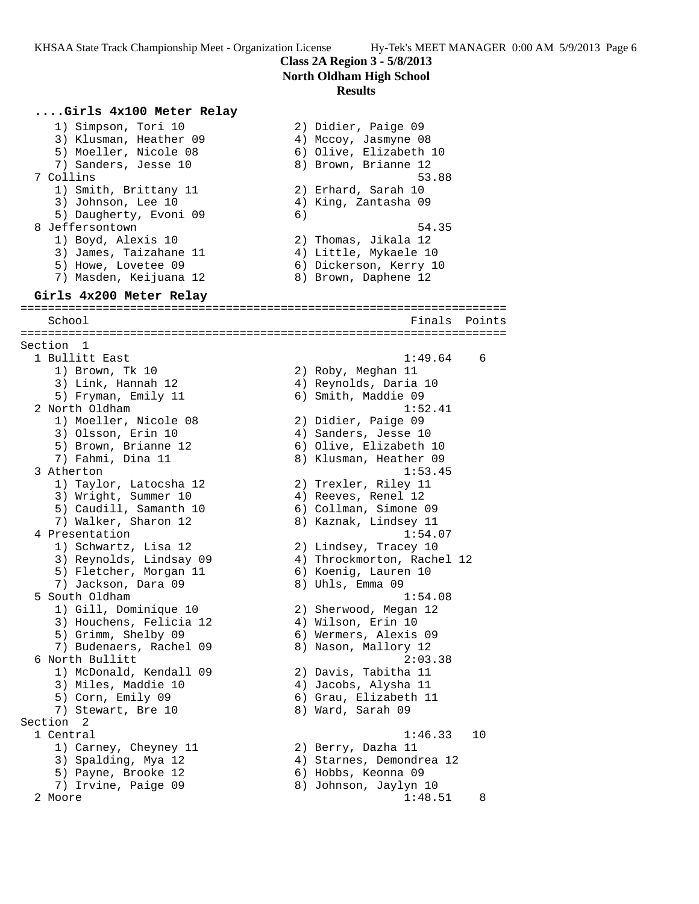**Class 2A Region 3 - 5/8/2013**
**North Oldham High School**
**Results**

### ....Girls 4x100 Meter Relay

```
    1) Simpson, Tori 10               2) Didier, Paige 09
    3) Klusman, Heather 09            4) Mccoy, Jasmyne 08
    5) Moeller, Nicole 08             6) Olive, Elizabeth 10
    7) Sanders, Jesse 10              8) Brown, Brianne 12
  7 Collins                                      53.88
    1) Smith, Brittany 11             2) Erhard, Sarah 10
    3) Johnson, Lee 10                4) King, Zantasha 09
    5) Daugherty, Evoni 09            6)
  8 Jeffersontown                                54.35
    1) Boyd, Alexis 10                2) Thomas, Jikala 12
    3) James, Taizahane 11            4) Little, Mykaele 10
    5) Howe, Lovetee 09               6) Dickerson, Kerry 10
    7) Masden, Keijuana 12            8) Brown, Daphene 12
```

### Girls 4x200 Meter Relay

```
=======================================================================
    School                                            Finals  Points
=======================================================================
Section  1
  1 Bullitt East                                    1:49.64    6
    1) Brown, Tk 10                   2) Roby, Meghan 11
    3) Link, Hannah 12                4) Reynolds, Daria 10
    5) Fryman, Emily 11               6) Smith, Maddie 09
  2 North Oldham                                    1:52.41
    1) Moeller, Nicole 08             2) Didier, Paige 09
    3) Olsson, Erin 10                4) Sanders, Jesse 10
    5) Brown, Brianne 12              6) Olive, Elizabeth 10
    7) Fahmi, Dina 11                 8) Klusman, Heather 09
  3 Atherton                                        1:53.45
    1) Taylor, Latocsha 12            2) Trexler, Riley 11
    3) Wright, Summer 10              4) Reeves, Renel 12
    5) Caudill, Samanth 10            6) Collman, Simone 09
    7) Walker, Sharon 12              8) Kaznak, Lindsey 11
  4 Presentation                                    1:54.07
    1) Schwartz, Lisa 12              2) Lindsey, Tracey 10
    3) Reynolds, Lindsay 09           4) Throckmorton, Rachel 12
    5) Fletcher, Morgan 11            6) Koenig, Lauren 10
    7) Jackson, Dara 09               8) Uhls, Emma 09
  5 South Oldham                                    1:54.08
    1) Gill, Dominique 10             2) Sherwood, Megan 12
    3) Houchens, Felicia 12           4) Wilson, Erin 10
    5) Grimm, Shelby 09               6) Wermers, Alexis 09
    7) Budenaers, Rachel 09           8) Nason, Mallory 12
  6 North Bullitt                                   2:03.38
    1) McDonald, Kendall 09           2) Davis, Tabitha 11
    3) Miles, Maddie 10               4) Jacobs, Alysha 11
    5) Corn, Emily 09                 6) Grau, Elizabeth 11
    7) Stewart, Bre 10                8) Ward, Sarah 09
Section  2
  1 Central                                         1:46.33   10
    1) Carney, Cheyney 11             2) Berry, Dazha 11
    3) Spalding, Mya 12               4) Starnes, Demondrea 12
    5) Payne, Brooke 12               6) Hobbs, Keonna 09
    7) Irvine, Paige 09               8) Johnson, Jaylyn 10
  2 Moore                                           1:48.51    8
```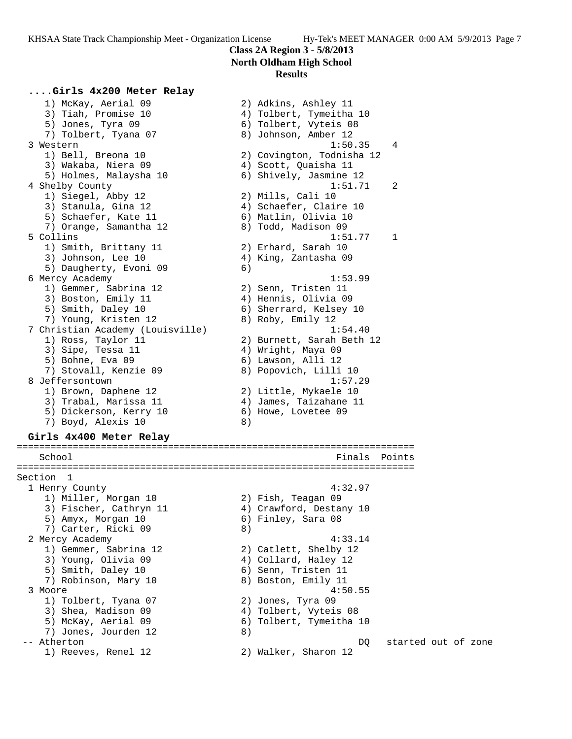**Class 2A Region 3 - 5/8/2013**
**North Oldham High School**
**Results**

### ....Girls 4x200 Meter Relay

```
    1) McKay, Aerial 09               2) Adkins, Ashley 11
    3) Tiah, Promise 10               4) Tolbert, Tymeitha 10
    5) Jones, Tyra 09                 6) Tolbert, Vyteis 08
    7) Tolbert, Tyana 07              8) Johnson, Amber 12
  3 Western                                         1:50.35    4
    1) Bell, Breona 10                2) Covington, Todnisha 12
    3) Wakaba, Niera 09               4) Scott, Quaisha 11
    5) Holmes, Malaysha 10            6) Shively, Jasmine 12
  4 Shelby County                                   1:51.71    2
    1) Siegel, Abby 12                2) Mills, Cali 10
    3) Stanula, Gina 12               4) Schaefer, Claire 10
    5) Schaefer, Kate 11              6) Matlin, Olivia 10
    7) Orange, Samantha 12            8) Todd, Madison 09
  5 Collins                                         1:51.77    1
    1) Smith, Brittany 11             2) Erhard, Sarah 10
    3) Johnson, Lee 10                4) King, Zantasha 09
    5) Daugherty, Evoni 09            6)
  6 Mercy Academy                                   1:53.99
    1) Gemmer, Sabrina 12             2) Senn, Tristen 11
    3) Boston, Emily 11               4) Hennis, Olivia 09
    5) Smith, Daley 10                6) Sherrard, Kelsey 10
    7) Young, Kristen 12              8) Roby, Emily 12
  7 Christian Academy (Louisville)                  1:54.40
    1) Ross, Taylor 11                2) Burnett, Sarah Beth 12
    3) Sipe, Tessa 11                 4) Wright, Maya 09
    5) Bohne, Eva 09                  6) Lawson, Alli 12
    7) Stovall, Kenzie 09             8) Popovich, Lilli 10
  8 Jeffersontown                                   1:57.29
    1) Brown, Daphene 12              2) Little, Mykaele 10
    3) Trabal, Marissa 11             4) James, Taizahane 11
    5) Dickerson, Kerry 10            6) Howe, Lovetee 09
    7) Boyd, Alexis 10                8)
```

### Girls 4x400 Meter Relay

```
=======================================================================
   School                                            Finals  Points
=======================================================================
Section  1
  1 Henry County                                    4:32.97
    1) Miller, Morgan 10              2) Fish, Teagan 09
    3) Fischer, Cathryn 11            4) Crawford, Destany 10
    5) Amyx, Morgan 10                6) Finley, Sara 08
    7) Carter, Ricki 09               8)
  2 Mercy Academy                                   4:33.14
    1) Gemmer, Sabrina 12             2) Catlett, Shelby 12
    3) Young, Olivia 09               4) Collard, Haley 12
    5) Smith, Daley 10                6) Senn, Tristen 11
    7) Robinson, Mary 10              8) Boston, Emily 11
  3 Moore                                           4:50.55
    1) Tolbert, Tyana 07              2) Jones, Tyra 09
    3) Shea, Madison 09               4) Tolbert, Vyteis 08
    5) McKay, Aerial 09               6) Tolbert, Tymeitha 10
    7) Jones, Jourden 12              8)
 -- Atherton                                             DQ   started out of zone
    1) Reeves, Renel 12               2) Walker, Sharon 12
```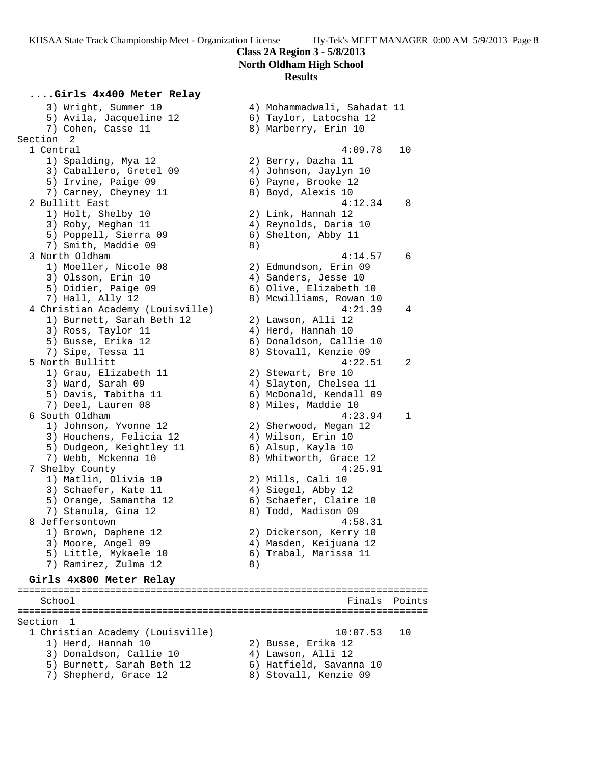**Class 2A Region 3 - 5/8/2013**
**North Oldham High School**
**Results**

### ....Girls 4x400 Meter Relay

```
    3) Wright, Summer 10              4) Mohammadwali, Sahadat 11
    5) Avila, Jacqueline 12           6) Taylor, Latocsha 12
    7) Cohen, Casse 11                8) Marberry, Erin 10
Section  2
  1 Central                                          4:09.78   10
    1) Spalding, Mya 12               2) Berry, Dazha 11
    3) Caballero, Gretel 09           4) Johnson, Jaylyn 10
    5) Irvine, Paige 09               6) Payne, Brooke 12
    7) Carney, Cheyney 11             8) Boyd, Alexis 10
  2 Bullitt East                                     4:12.34    8
    1) Holt, Shelby 10                2) Link, Hannah 12
    3) Roby, Meghan 11                4) Reynolds, Daria 10
    5) Poppell, Sierra 09             6) Shelton, Abby 11
    7) Smith, Maddie 09               8)
  3 North Oldham                                     4:14.57    6
    1) Moeller, Nicole 08             2) Edmundson, Erin 09
    3) Olsson, Erin 10                4) Sanders, Jesse 10
    5) Didier, Paige 09               6) Olive, Elizabeth 10
    7) Hall, Ally 12                  8) Mcwilliams, Rowan 10
  4 Christian Academy (Louisville)                   4:21.39    4
    1) Burnett, Sarah Beth 12         2) Lawson, Alli 12
    3) Ross, Taylor 11                4) Herd, Hannah 10
    5) Busse, Erika 12                6) Donaldson, Callie 10
    7) Sipe, Tessa 11                 8) Stovall, Kenzie 09
  5 North Bullitt                                    4:22.51    2
    1) Grau, Elizabeth 11             2) Stewart, Bre 10
    3) Ward, Sarah 09                 4) Slayton, Chelsea 11
    5) Davis, Tabitha 11              6) McDonald, Kendall 09
    7) Deel, Lauren 08                8) Miles, Maddie 10
  6 South Oldham                                     4:23.94    1
    1) Johnson, Yvonne 12             2) Sherwood, Megan 12
    3) Houchens, Felicia 12           4) Wilson, Erin 10
    5) Dudgeon, Keightley 11          6) Alsup, Kayla 10
    7) Webb, Mckenna 10               8) Whitworth, Grace 12
  7 Shelby County                                    4:25.91
    1) Matlin, Olivia 10              2) Mills, Cali 10
    3) Schaefer, Kate 11              4) Siegel, Abby 12
    5) Orange, Samantha 12            6) Schaefer, Claire 10
    7) Stanula, Gina 12               8) Todd, Madison 09
  8 Jeffersontown                                    4:58.31
    1) Brown, Daphene 12              2) Dickerson, Kerry 10
    3) Moore, Angel 09                4) Masden, Keijuana 12
    5) Little, Mykaele 10             6) Trabal, Marissa 11
    7) Ramirez, Zulma 12              8)
```

### Girls 4x800 Meter Relay

```
=======================================================================
    School                                           Finals  Points
=======================================================================
Section  1
  1 Christian Academy (Louisville)                  10:07.53   10
    1) Herd, Hannah 10                2) Busse, Erika 12
    3) Donaldson, Callie 10           4) Lawson, Alli 12
    5) Burnett, Sarah Beth 12         6) Hatfield, Savanna 10
    7) Shepherd, Grace 12             8) Stovall, Kenzie 09
```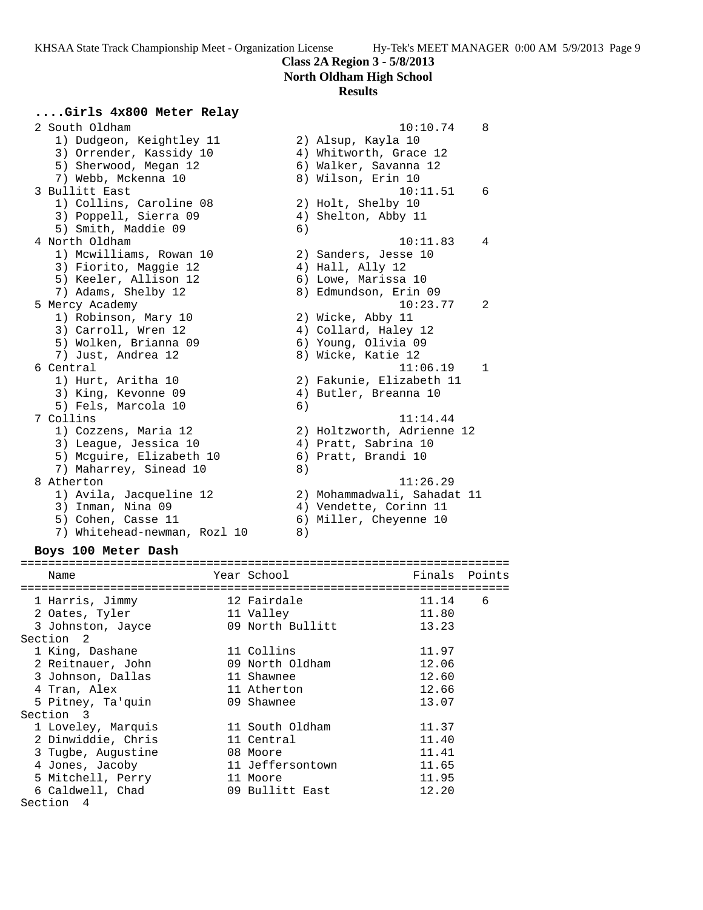**Class 2A Region 3 - 5/8/2013**
**North Oldham High School**
**Results**

### ....Girls 4x800 Meter Relay

```
  2 South Oldham                                      10:10.74    8
     1) Dudgeon, Keightley 11           2) Alsup, Kayla 10
     3) Orrender, Kassidy 10            4) Whitworth, Grace 12
     5) Sherwood, Megan 12              6) Walker, Savanna 12
     7) Webb, Mckenna 10                8) Wilson, Erin 10
  3 Bullitt East                                      10:11.51    6
     1) Collins, Caroline 08            2) Holt, Shelby 10
     3) Poppell, Sierra 09              4) Shelton, Abby 11
     5) Smith, Maddie 09                6)
  4 North Oldham                                      10:11.83    4
     1) Mcwilliams, Rowan 10            2) Sanders, Jesse 10
     3) Fiorito, Maggie 12              4) Hall, Ally 12
     5) Keeler, Allison 12              6) Lowe, Marissa 10
     7) Adams, Shelby 12                8) Edmundson, Erin 09
  5 Mercy Academy                                     10:23.77    2
     1) Robinson, Mary 10               2) Wicke, Abby 11
     3) Carroll, Wren 12                4) Collard, Haley 12
     5) Wolken, Brianna 09              6) Young, Olivia 09
     7) Just, Andrea 12                 8) Wicke, Katie 12
  6 Central                                           11:06.19    1
     1) Hurt, Aritha 10                 2) Fakunie, Elizabeth 11
     3) King, Kevonne 09                4) Butler, Breanna 10
     5) Fels, Marcola 10                6)
  7 Collins                                           11:14.44
     1) Cozzens, Maria 12               2) Holtzworth, Adrienne 12
     3) League, Jessica 10              4) Pratt, Sabrina 10
     5) Mcguire, Elizabeth 10           6) Pratt, Brandi 10
     7) Maharrey, Sinead 10             8)
  8 Atherton                                          11:26.29
     1) Avila, Jacqueline 12            2) Mohammadwali, Sahadat 11
     3) Inman, Nina 09                  4) Vendette, Corinn 11
     5) Cohen, Casse 11                 6) Miller, Cheyenne 10
     7) Whitehead-newman, Rozl 10       8)
```

### Boys 100 Meter Dash

```
=======================================================================
    Name                    Year School                  Finals  Points
=======================================================================
  1 Harris, Jimmy             12 Fairdale                  11.14    6
  2 Oates, Tyler              11 Valley                    11.80
  3 Johnston, Jayce           09 North Bullitt             13.23
Section  2
  1 King, Dashane             11 Collins                   11.97
  2 Reitnauer, John           09 North Oldham              12.06
  3 Johnson, Dallas           11 Shawnee                   12.60
  4 Tran, Alex                11 Atherton                  12.66
  5 Pitney, Ta'quin           09 Shawnee                   13.07
Section  3
  1 Loveley, Marquis          11 South Oldham              11.37
  2 Dinwiddie, Chris          11 Central                   11.40
  3 Tugbe, Augustine          08 Moore                     11.41
  4 Jones, Jacoby             11 Jeffersontown             11.65
  5 Mitchell, Perry           11 Moore                     11.95
  6 Caldwell, Chad            09 Bullitt East              12.20
Section  4
```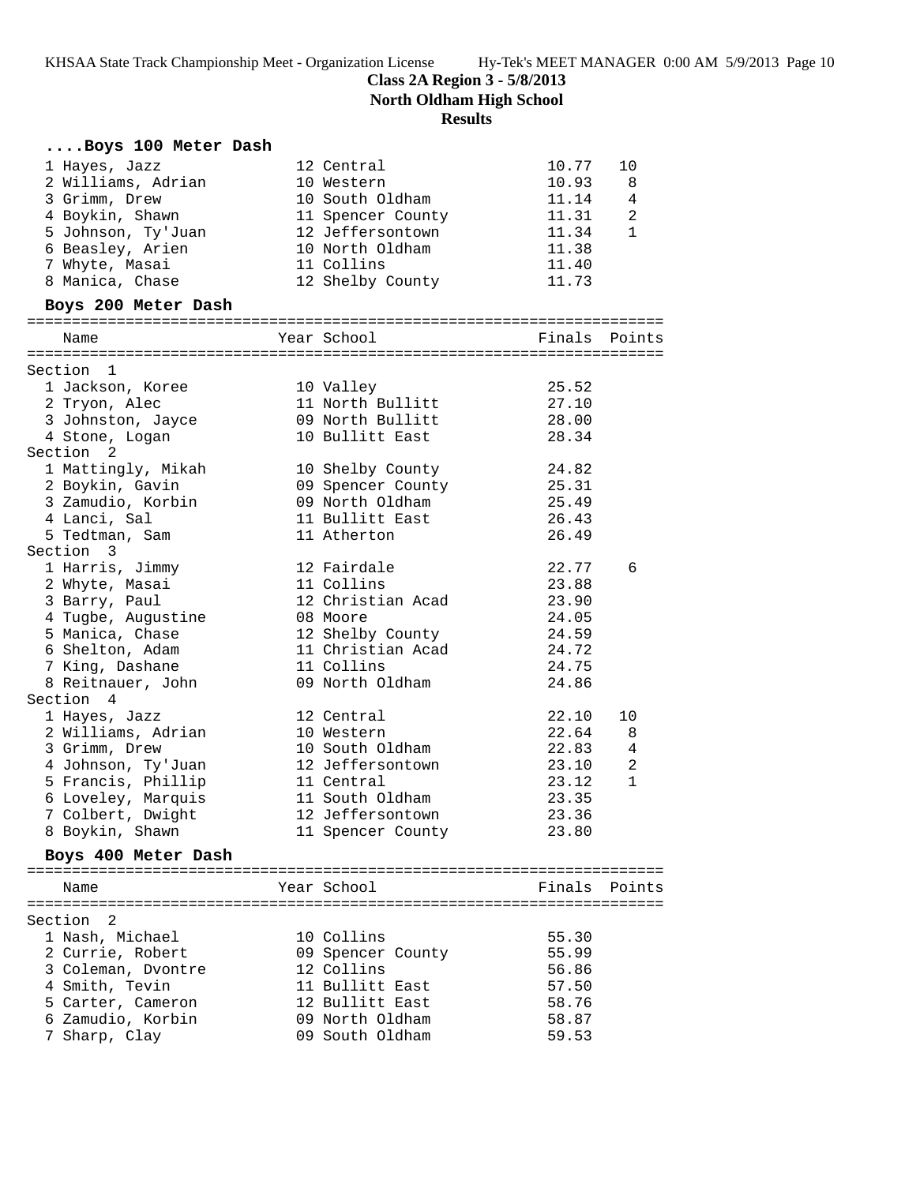**Class 2A Region 3 - 5/8/2013**
**North Oldham High School**
**Results**

### ....Boys 100 Meter Dash

| Place | Name | Year | School | Finals | Points |
|---|---|---|---|---|---|
| 1 | Hayes, Jazz | 12 | Central | 10.77 | 10 |
| 2 | Williams, Adrian | 10 | Western | 10.93 | 8 |
| 3 | Grimm, Drew | 10 | South Oldham | 11.14 | 4 |
| 4 | Boykin, Shawn | 11 | Spencer County | 11.31 | 2 |
| 5 | Johnson, Ty'Juan | 12 | Jeffersontown | 11.34 | 1 |
| 6 | Beasley, Arien | 10 | North Oldham | 11.38 | |
| 7 | Whyte, Masai | 11 | Collins | 11.40 | |
| 8 | Manica, Chase | 12 | Shelby County | 11.73 | |

### Boys 200 Meter Dash

| Place | Name | Year | School | Finals | Points |
|---|---|---|---|---|---|
| **Section 1** | | | | | |
| 1 | Jackson, Koree | 10 | Valley | 25.52 | |
| 2 | Tryon, Alec | 11 | North Bullitt | 27.10 | |
| 3 | Johnston, Jayce | 09 | North Bullitt | 28.00 | |
| 4 | Stone, Logan | 10 | Bullitt East | 28.34 | |
| **Section 2** | | | | | |
| 1 | Mattingly, Mikah | 10 | Shelby County | 24.82 | |
| 2 | Boykin, Gavin | 09 | Spencer County | 25.31 | |
| 3 | Zamudio, Korbin | 09 | North Oldham | 25.49 | |
| 4 | Lanci, Sal | 11 | Bullitt East | 26.43 | |
| 5 | Tedtman, Sam | 11 | Atherton | 26.49 | |
| **Section 3** | | | | | |
| 1 | Harris, Jimmy | 12 | Fairdale | 22.77 | 6 |
| 2 | Whyte, Masai | 11 | Collins | 23.88 | |
| 3 | Barry, Paul | 12 | Christian Acad | 23.90 | |
| 4 | Tugbe, Augustine | 08 | Moore | 24.05 | |
| 5 | Manica, Chase | 12 | Shelby County | 24.59 | |
| 6 | Shelton, Adam | 11 | Christian Acad | 24.72 | |
| 7 | King, Dashane | 11 | Collins | 24.75 | |
| 8 | Reitnauer, John | 09 | North Oldham | 24.86 | |
| **Section 4** | | | | | |
| 1 | Hayes, Jazz | 12 | Central | 22.10 | 10 |
| 2 | Williams, Adrian | 10 | Western | 22.64 | 8 |
| 3 | Grimm, Drew | 10 | South Oldham | 22.83 | 4 |
| 4 | Johnson, Ty'Juan | 12 | Jeffersontown | 23.10 | 2 |
| 5 | Francis, Phillip | 11 | Central | 23.12 | 1 |
| 6 | Loveley, Marquis | 11 | South Oldham | 23.35 | |
| 7 | Colbert, Dwight | 12 | Jeffersontown | 23.36 | |
| 8 | Boykin, Shawn | 11 | Spencer County | 23.80 | |

### Boys 400 Meter Dash

| Place | Name | Year | School | Finals | Points |
|---|---|---|---|---|---|
| **Section 2** | | | | | |
| 1 | Nash, Michael | 10 | Collins | 55.30 | |
| 2 | Currie, Robert | 09 | Spencer County | 55.99 | |
| 3 | Coleman, Dvontre | 12 | Collins | 56.86 | |
| 4 | Smith, Tevin | 11 | Bullitt East | 57.50 | |
| 5 | Carter, Cameron | 12 | Bullitt East | 58.76 | |
| 6 | Zamudio, Korbin | 09 | North Oldham | 58.87 | |
| 7 | Sharp, Clay | 09 | South Oldham | 59.53 | |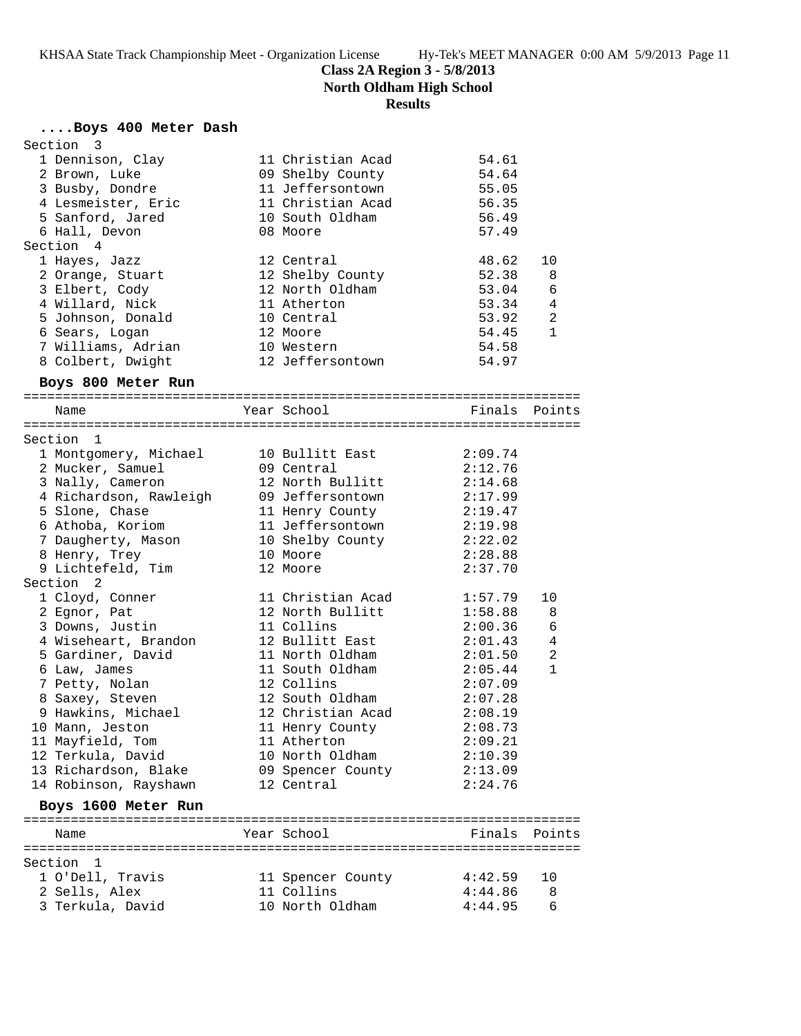**Class 2A Region 3 - 5/8/2013**
**North Oldham High School**
**Results**

### ....Boys 400 Meter Dash

| Name | Year | School | Finals | Points |
|---|---|---|---|---|
| **Section 3** | | | | |
| 1 Dennison, Clay | 11 | Christian Acad | 54.61 | |
| 2 Brown, Luke | 09 | Shelby County | 54.64 | |
| 3 Busby, Dondre | 11 | Jeffersontown | 55.05 | |
| 4 Lesmeister, Eric | 11 | Christian Acad | 56.35 | |
| 5 Sanford, Jared | 10 | South Oldham | 56.49 | |
| 6 Hall, Devon | 08 | Moore | 57.49 | |
| **Section 4** | | | | |
| 1 Hayes, Jazz | 12 | Central | 48.62 | 10 |
| 2 Orange, Stuart | 12 | Shelby County | 52.38 | 8 |
| 3 Elbert, Cody | 12 | North Oldham | 53.04 | 6 |
| 4 Willard, Nick | 11 | Atherton | 53.34 | 4 |
| 5 Johnson, Donald | 10 | Central | 53.92 | 2 |
| 6 Sears, Logan | 12 | Moore | 54.45 | 1 |
| 7 Williams, Adrian | 10 | Western | 54.58 | |
| 8 Colbert, Dwight | 12 | Jeffersontown | 54.97 | |

### Boys 800 Meter Run

| Name | Year | School | Finals | Points |
|---|---|---|---|---|
| **Section 1** | | | | |
| 1 Montgomery, Michael | 10 | Bullitt East | 2:09.74 | |
| 2 Mucker, Samuel | 09 | Central | 2:12.76 | |
| 3 Nally, Cameron | 12 | North Bullitt | 2:14.68 | |
| 4 Richardson, Rawleigh | 09 | Jeffersontown | 2:17.99 | |
| 5 Slone, Chase | 11 | Henry County | 2:19.47 | |
| 6 Athoba, Koriom | 11 | Jeffersontown | 2:19.98 | |
| 7 Daugherty, Mason | 10 | Shelby County | 2:22.02 | |
| 8 Henry, Trey | 10 | Moore | 2:28.88 | |
| 9 Lichtefeld, Tim | 12 | Moore | 2:37.70 | |
| **Section 2** | | | | |
| 1 Cloyd, Conner | 11 | Christian Acad | 1:57.79 | 10 |
| 2 Egnor, Pat | 12 | North Bullitt | 1:58.88 | 8 |
| 3 Downs, Justin | 11 | Collins | 2:00.36 | 6 |
| 4 Wiseheart, Brandon | 12 | Bullitt East | 2:01.43 | 4 |
| 5 Gardiner, David | 11 | North Oldham | 2:01.50 | 2 |
| 6 Law, James | 11 | South Oldham | 2:05.44 | 1 |
| 7 Petty, Nolan | 12 | Collins | 2:07.09 | |
| 8 Saxey, Steven | 12 | South Oldham | 2:07.28 | |
| 9 Hawkins, Michael | 12 | Christian Acad | 2:08.19 | |
| 10 Mann, Jeston | 11 | Henry County | 2:08.73 | |
| 11 Mayfield, Tom | 11 | Atherton | 2:09.21 | |
| 12 Terkula, David | 10 | North Oldham | 2:10.39 | |
| 13 Richardson, Blake | 09 | Spencer County | 2:13.09 | |
| 14 Robinson, Rayshawn | 12 | Central | 2:24.76 | |

### Boys 1600 Meter Run

| Name | Year | School | Finals | Points |
|---|---|---|---|---|
| **Section 1** | | | | |
| 1 O'Dell, Travis | 11 | Spencer County | 4:42.59 | 10 |
| 2 Sells, Alex | 11 | Collins | 4:44.86 | 8 |
| 3 Terkula, David | 10 | North Oldham | 4:44.95 | 6 |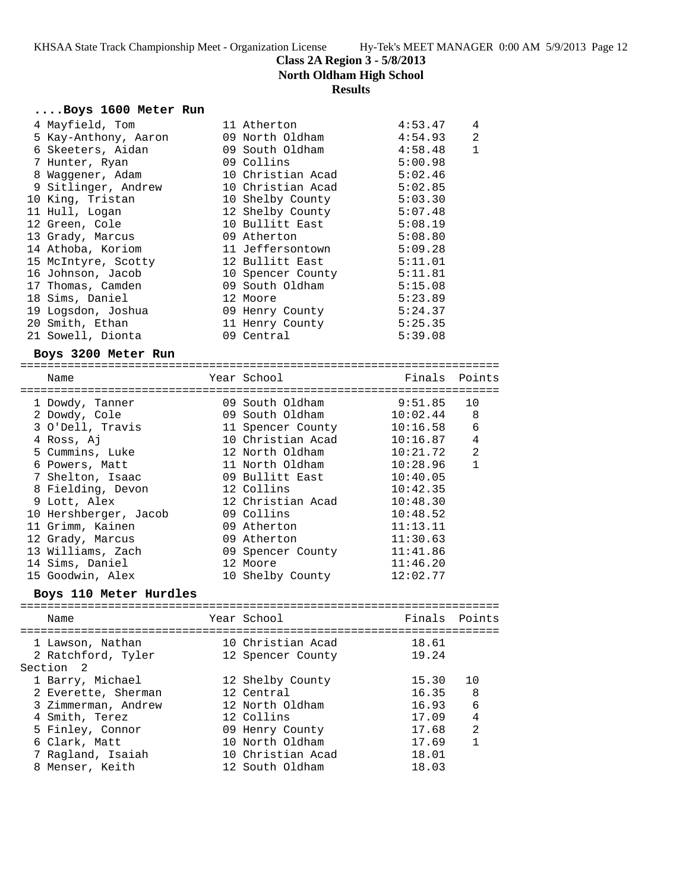**Class 2A Region 3 - 5/8/2013**

**North Oldham High School**

**Results**

### ....Boys 1600 Meter Run

| Place | Name | Year | School | Finals | Points |
|---|---|---|---|---|---|
| 4 | Mayfield, Tom | 11 | Atherton | 4:53.47 | 4 |
| 5 | Kay-Anthony, Aaron | 09 | North Oldham | 4:54.93 | 2 |
| 6 | Skeeters, Aidan | 09 | South Oldham | 4:58.48 | 1 |
| 7 | Hunter, Ryan | 09 | Collins | 5:00.98 | |
| 8 | Waggener, Adam | 10 | Christian Acad | 5:02.46 | |
| 9 | Sitlinger, Andrew | 10 | Christian Acad | 5:02.85 | |
| 10 | King, Tristan | 10 | Shelby County | 5:03.30 | |
| 11 | Hull, Logan | 12 | Shelby County | 5:07.48 | |
| 12 | Green, Cole | 10 | Bullitt East | 5:08.19 | |
| 13 | Grady, Marcus | 09 | Atherton | 5:08.80 | |
| 14 | Athoba, Koriom | 11 | Jeffersontown | 5:09.28 | |
| 15 | McIntyre, Scotty | 12 | Bullitt East | 5:11.01 | |
| 16 | Johnson, Jacob | 10 | Spencer County | 5:11.81 | |
| 17 | Thomas, Camden | 09 | South Oldham | 5:15.08 | |
| 18 | Sims, Daniel | 12 | Moore | 5:23.89 | |
| 19 | Logsdon, Joshua | 09 | Henry County | 5:24.37 | |
| 20 | Smith, Ethan | 11 | Henry County | 5:25.35 | |
| 21 | Sowell, Diönta | 09 | Central | 5:39.08 | |

### Boys 3200 Meter Run

| Place | Name | Year | School | Finals | Points |
|---|---|---|---|---|---|
| 1 | Dowdy, Tanner | 09 | South Oldham | 9:51.85 | 10 |
| 2 | Dowdy, Cole | 09 | South Oldham | 10:02.44 | 8 |
| 3 | O'Dell, Travis | 11 | Spencer County | 10:16.58 | 6 |
| 4 | Ross, Aj | 10 | Christian Acad | 10:16.87 | 4 |
| 5 | Cummins, Luke | 12 | North Oldham | 10:21.72 | 2 |
| 6 | Powers, Matt | 11 | North Oldham | 10:28.96 | 1 |
| 7 | Shelton, Isaac | 09 | Bullitt East | 10:40.05 | |
| 8 | Fielding, Devon | 12 | Collins | 10:42.35 | |
| 9 | Lott, Alex | 12 | Christian Acad | 10:48.30 | |
| 10 | Hershberger, Jacob | 09 | Collins | 10:48.52 | |
| 11 | Grimm, Kainen | 09 | Atherton | 11:13.11 | |
| 12 | Grady, Marcus | 09 | Atherton | 11:30.63 | |
| 13 | Williams, Zach | 09 | Spencer County | 11:41.86 | |
| 14 | Sims, Daniel | 12 | Moore | 11:46.20 | |
| 15 | Goodwin, Alex | 10 | Shelby County | 12:02.77 | |

### Boys 110 Meter Hurdles

| Place | Name | Year | School | Finals | Points |
|---|---|---|---|---|---|
| 1 | Lawson, Nathan | 10 | Christian Acad | 18.61 | |
| 2 | Ratchford, Tyler | 12 | Spencer County | 19.24 | |
| **Section 2** | | | | | |
| 1 | Barry, Michael | 12 | Shelby County | 15.30 | 10 |
| 2 | Everette, Sherman | 12 | Central | 16.35 | 8 |
| 3 | Zimmerman, Andrew | 12 | North Oldham | 16.93 | 6 |
| 4 | Smith, Terez | 12 | Collins | 17.09 | 4 |
| 5 | Finley, Connor | 09 | Henry County | 17.68 | 2 |
| 6 | Clark, Matt | 10 | North Oldham | 17.69 | 1 |
| 7 | Ragland, Isaiah | 10 | Christian Acad | 18.01 | |
| 8 | Menser, Keith | 12 | South Oldham | 18.03 | |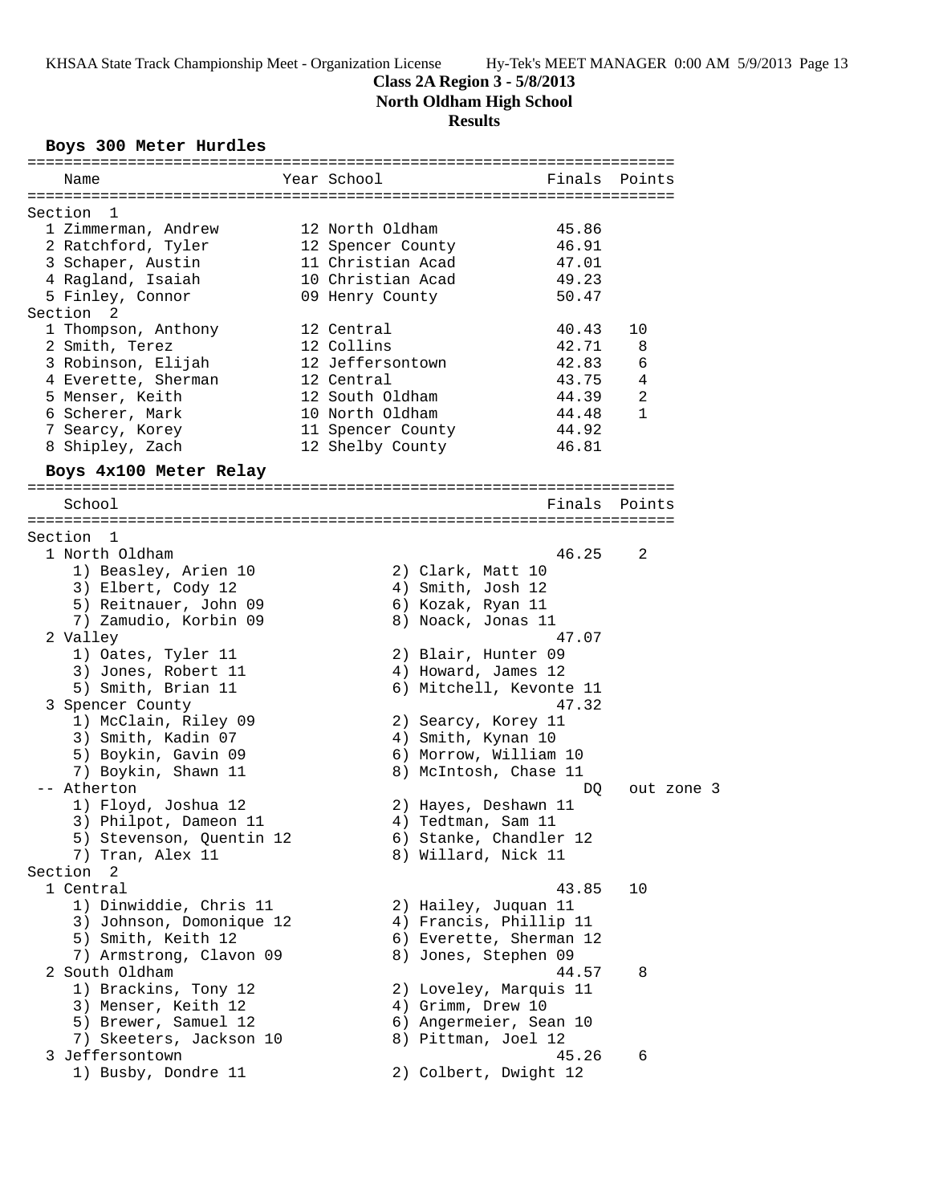**Class 2A Region 3 - 5/8/2013**
**North Oldham High School**
**Results**

## Boys 300 Meter Hurdles

| Name | Year | School | Finals | Points |
|---|---|---|---|---|
| **Section 1** | | | | |
| 1 Zimmerman, Andrew | 12 | North Oldham | 45.86 | |
| 2 Ratchford, Tyler | 12 | Spencer County | 46.91 | |
| 3 Schaper, Austin | 11 | Christian Acad | 47.01 | |
| 4 Ragland, Isaiah | 10 | Christian Acad | 49.23 | |
| 5 Finley, Connor | 09 | Henry County | 50.47 | |
| **Section 2** | | | | |
| 1 Thompson, Anthony | 12 | Central | 40.43 | 10 |
| 2 Smith, Terez | 12 | Collins | 42.71 | 8 |
| 3 Robinson, Elijah | 12 | Jeffersontown | 42.83 | 6 |
| 4 Everette, Sherman | 12 | Central | 43.75 | 4 |
| 5 Menser, Keith | 12 | South Oldham | 44.39 | 2 |
| 6 Scherer, Mark | 10 | North Oldham | 44.48 | 1 |
| 7 Searcy, Korey | 11 | Spencer County | 44.92 | |
| 8 Shipley, Zach | 12 | Shelby County | 46.81 | |

## Boys 4x100 Meter Relay

| School | Finals | Points |
|---|---|---|
| **Section 1** | | |
| 1 North Oldham | 46.25 | 2 |
| 1) Beasley, Arien 10; 2) Clark, Matt 10; 3) Elbert, Cody 12; 4) Smith, Josh 12; 5) Reitnauer, John 09; 6) Kozak, Ryan 11; 7) Zamudio, Korbin 09; 8) Noack, Jonas 11 | | |
| 2 Valley | 47.07 | |
| 1) Oates, Tyler 11; 2) Blair, Hunter 09; 3) Jones, Robert 11; 4) Howard, James 12; 5) Smith, Brian 11; 6) Mitchell, Kevonte 11 | | |
| 3 Spencer County | 47.32 | |
| 1) McClain, Riley 09; 2) Searcy, Korey 11; 3) Smith, Kadin 07; 4) Smith, Kynan 10; 5) Boykin, Gavin 09; 6) Morrow, William 10; 7) Boykin, Shawn 11; 8) McIntosh, Chase 11 | | |
| -- Atherton | DQ | out zone 3 |
| 1) Floyd, Joshua 12; 2) Hayes, Deshawn 11; 3) Philpot, Dameon 11; 4) Tedtman, Sam 11; 5) Stevenson, Quentin 12; 6) Stanke, Chandler 12; 7) Tran, Alex 11; 8) Willard, Nick 11 | | |
| **Section 2** | | |
| 1 Central | 43.85 | 10 |
| 1) Dinwiddie, Chris 11; 2) Hailey, Juquan 11; 3) Johnson, Domonique 12; 4) Francis, Phillip 11; 5) Smith, Keith 12; 6) Everette, Sherman 12; 7) Armstrong, Clavon 09; 8) Jones, Stephen 09 | | |
| 2 South Oldham | 44.57 | 8 |
| 1) Brackins, Tony 12; 2) Loveley, Marquis 11; 3) Menser, Keith 12; 4) Grimm, Drew 10; 5) Brewer, Samuel 12; 6) Angermeier, Sean 10; 7) Skeeters, Jackson 10; 8) Pittman, Joel 12 | | |
| 3 Jeffersontown | 45.26 | 6 |
| 1) Busby, Dondre 11; 2) Colbert, Dwight 12 | | |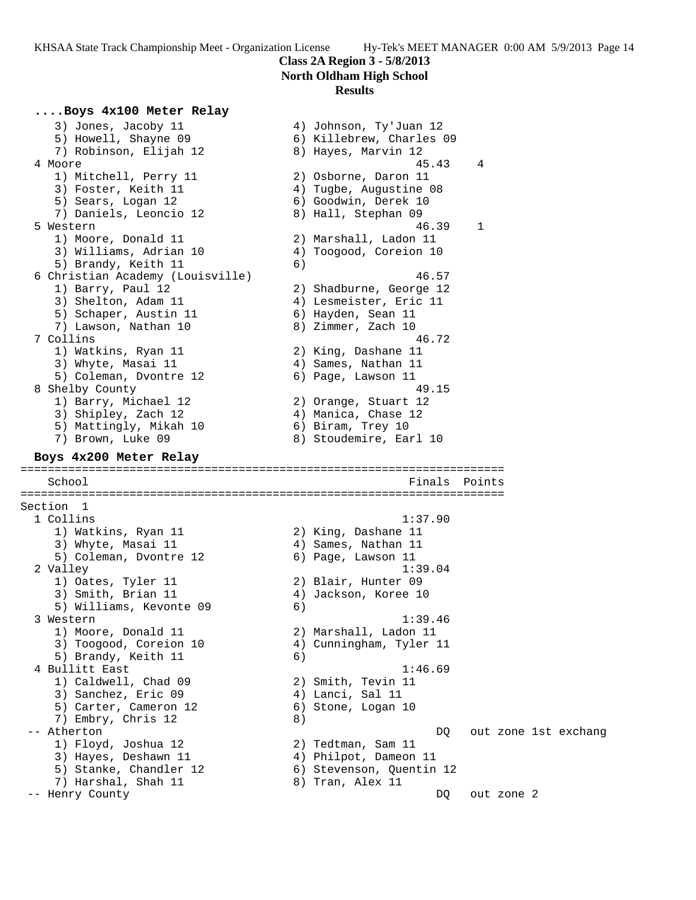**Class 2A Region 3 - 5/8/2013**
**North Oldham High School**
**Results**

### ....Boys 4x100 Meter Relay

```
    3) Jones, Jacoby 11               4) Johnson, Ty'Juan 12
    5) Howell, Shayne 09              6) Killebrew, Charles 09
    7) Robinson, Elijah 12            8) Hayes, Marvin 12
  4 Moore                                        45.43    4
    1) Mitchell, Perry 11             2) Osborne, Daron 11
    3) Foster, Keith 11               4) Tugbe, Augustine 08
    5) Sears, Logan 12                6) Goodwin, Derek 10
    7) Daniels, Leoncio 12            8) Hall, Stephan 09
  5 Western                                      46.39    1
    1) Moore, Donald 11               2) Marshall, Ladon 11
    3) Williams, Adrian 10            4) Toogood, Coreion 10
    5) Brandy, Keith 11               6)
  6 Christian Academy (Louisville)               46.57
    1) Barry, Paul 12                 2) Shadburne, George 12
    3) Shelton, Adam 11               4) Lesmeister, Eric 11
    5) Schaper, Austin 11             6) Hayden, Sean 11
    7) Lawson, Nathan 10              8) Zimmer, Zach 10
  7 Collins                                      46.72
    1) Watkins, Ryan 11               2) King, Dashane 11
    3) Whyte, Masai 11                4) Sames, Nathan 11
    5) Coleman, Dvontre 12            6) Page, Lawson 11
  8 Shelby County                                49.15
    1) Barry, Michael 12              2) Orange, Stuart 12
    3) Shipley, Zach 12               4) Manica, Chase 12
    5) Mattingly, Mikah 10            6) Biram, Trey 10
    7) Brown, Luke 09                 8) Stoudemire, Earl 10
```

### Boys 4x200 Meter Relay

```
=======================================================================
    School                                     Finals  Points
=======================================================================
Section  1
  1 Collins                                    1:37.90
    1) Watkins, Ryan 11               2) King, Dashane 11
    3) Whyte, Masai 11                4) Sames, Nathan 11
    5) Coleman, Dvontre 12            6) Page, Lawson 11
  2 Valley                                     1:39.04
    1) Oates, Tyler 11                2) Blair, Hunter 09
    3) Smith, Brian 11                4) Jackson, Koree 10
    5) Williams, Kevonte 09           6)
  3 Western                                    1:39.46
    1) Moore, Donald 11               2) Marshall, Ladon 11
    3) Toogood, Coreion 10            4) Cunningham, Tyler 11
    5) Brandy, Keith 11               6)
  4 Bullitt East                               1:46.69
    1) Caldwell, Chad 09              2) Smith, Tevin 11
    3) Sanchez, Eric 09               4) Lanci, Sal 11
    5) Carter, Cameron 12             6) Stone, Logan 10
    7) Embry, Chris 12                8)
 -- Atherton                                        DQ   out zone 1st exchang
    1) Floyd, Joshua 12               2) Tedtman, Sam 11
    3) Hayes, Deshawn 11              4) Philpot, Dameon 11
    5) Stanke, Chandler 12            6) Stevenson, Quentin 12
    7) Harshal, Shah 11               8) Tran, Alex 11
 -- Henry County                                    DQ   out zone 2
```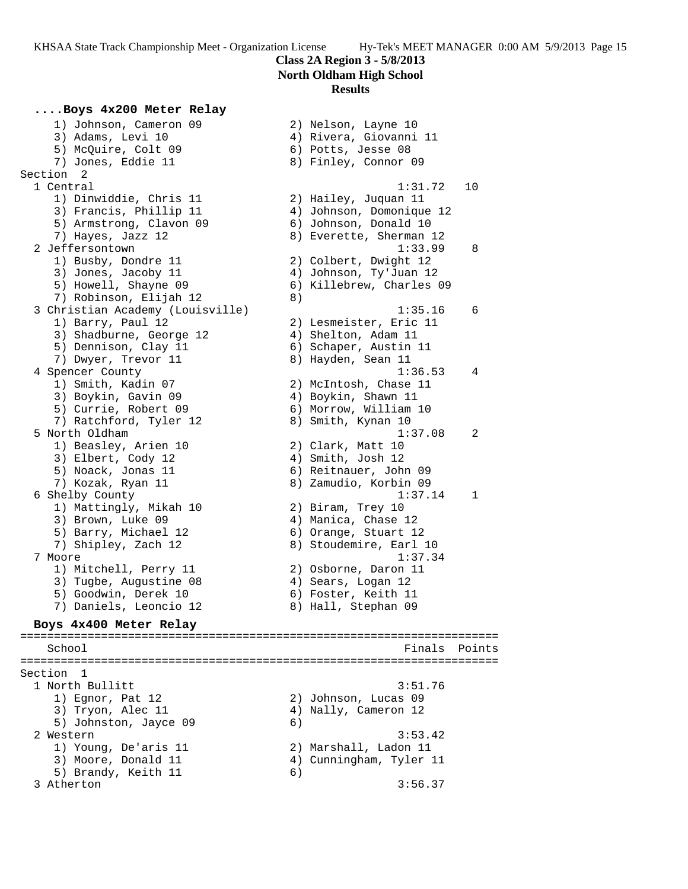**Class 2A Region 3 - 5/8/2013**
**North Oldham High School**
**Results**

```
....Boys 4x200 Meter Relay
     1) Johnson, Cameron 09             2) Nelson, Layne 10
     3) Adams, Levi 10                  4) Rivera, Giovanni 11
     5) McQuire, Colt 09                6) Potts, Jesse 08
     7) Jones, Eddie 11                 8) Finley, Connor 09
Section  2
  1 Central                                             1:31.72   10
     1) Dinwiddie, Chris 11             2) Hailey, Juquan 11
     3) Francis, Phillip 11             4) Johnson, Domonique 12
     5) Armstrong, Clavon 09            6) Johnson, Donald 10
     7) Hayes, Jazz 12                  8) Everette, Sherman 12
  2 Jeffersontown                                       1:33.99    8
     1) Busby, Dondre 11                2) Colbert, Dwight 12
     3) Jones, Jacoby 11                4) Johnson, Ty'Juan 12
     5) Howell, Shayne 09               6) Killebrew, Charles 09
     7) Robinson, Elijah 12             8)
  3 Christian Academy (Louisville)                      1:35.16    6
     1) Barry, Paul 12                  2) Lesmeister, Eric 11
     3) Shadburne, George 12            4) Shelton, Adam 11
     5) Dennison, Clay 11               6) Schaper, Austin 11
     7) Dwyer, Trevor 11                8) Hayden, Sean 11
  4 Spencer County                                      1:36.53    4
     1) Smith, Kadin 07                 2) McIntosh, Chase 11
     3) Boykin, Gavin 09                4) Boykin, Shawn 11
     5) Currie, Robert 09               6) Morrow, William 10
     7) Ratchford, Tyler 12             8) Smith, Kynan 10
  5 North Oldham                                        1:37.08    2
     1) Beasley, Arien 10               2) Clark, Matt 10
     3) Elbert, Cody 12                 4) Smith, Josh 12
     5) Noack, Jonas 11                 6) Reitnauer, John 09
     7) Kozak, Ryan 11                  8) Zamudio, Korbin 09
  6 Shelby County                                       1:37.14    1
     1) Mattingly, Mikah 10             2) Biram, Trey 10
     3) Brown, Luke 09                  4) Manica, Chase 12
     5) Barry, Michael 12               6) Orange, Stuart 12
     7) Shipley, Zach 12                8) Stoudemire, Earl 10
  7 Moore                                               1:37.34
     1) Mitchell, Perry 11              2) Osborne, Daron 11
     3) Tugbe, Augustine 08             4) Sears, Logan 12
     5) Goodwin, Derek 10               6) Foster, Keith 11
     7) Daniels, Leoncio 12             8) Hall, Stephan 09

Boys 4x400 Meter Relay
=======================================================================
    School                                               Finals  Points
=======================================================================
Section  1
  1 North Bullitt                                       3:51.76
     1) Egnor, Pat 12                   2) Johnson, Lucas 09
     3) Tryon, Alec 11                  4) Nally, Cameron 12
     5) Johnston, Jayce 09              6)
  2 Western                                             3:53.42
     1) Young, De'aris 11               2) Marshall, Ladon 11
     3) Moore, Donald 11                4) Cunningham, Tyler 11
     5) Brandy, Keith 11                6)
  3 Atherton                                            3:56.37
```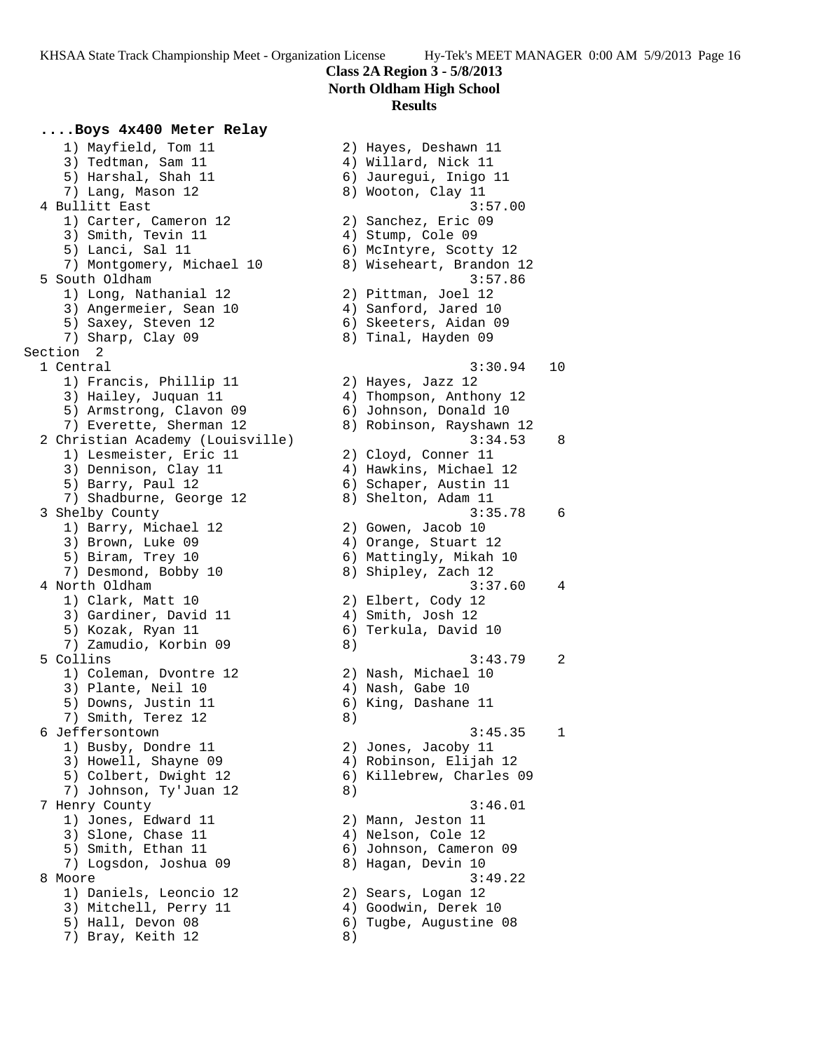**Class 2A Region 3 - 5/8/2013**
**North Oldham High School**
**Results**

### ....Boys 4x400 Meter Relay

```
    1) Mayfield, Tom 11               2) Hayes, Deshawn 11
    3) Tedtman, Sam 11                4) Willard, Nick 11
    5) Harshal, Shah 11               6) Jauregui, Inigo 11
    7) Lang, Mason 12                 8) Wooton, Clay 11
  4 Bullitt East                                 3:57.00
    1) Carter, Cameron 12             2) Sanchez, Eric 09
    3) Smith, Tevin 11                4) Stump, Cole 09
    5) Lanci, Sal 11                  6) McIntyre, Scotty 12
    7) Montgomery, Michael 10         8) Wiseheart, Brandon 12
  5 South Oldham                                 3:57.86
    1) Long, Nathanial 12             2) Pittman, Joel 12
    3) Angermeier, Sean 10            4) Sanford, Jared 10
    5) Saxey, Steven 12               6) Skeeters, Aidan 09
    7) Sharp, Clay 09                 8) Tinal, Hayden 09
Section  2
  1 Central                                      3:30.94   10
    1) Francis, Phillip 11            2) Hayes, Jazz 12
    3) Hailey, Juquan 11              4) Thompson, Anthony 12
    5) Armstrong, Clavon 09           6) Johnson, Donald 10
    7) Everette, Sherman 12           8) Robinson, Rayshawn 12
  2 Christian Academy (Louisville)               3:34.53    8
    1) Lesmeister, Eric 11            2) Cloyd, Conner 11
    3) Dennison, Clay 11              4) Hawkins, Michael 12
    5) Barry, Paul 12                 6) Schaper, Austin 11
    7) Shadburne, George 12           8) Shelton, Adam 11
  3 Shelby County                                3:35.78    6
    1) Barry, Michael 12              2) Gowen, Jacob 10
    3) Brown, Luke 09                 4) Orange, Stuart 12
    5) Biram, Trey 10                 6) Mattingly, Mikah 10
    7) Desmond, Bobby 10              8) Shipley, Zach 12
  4 North Oldham                                 3:37.60    4
    1) Clark, Matt 10                 2) Elbert, Cody 12
    3) Gardiner, David 11             4) Smith, Josh 12
    5) Kozak, Ryan 11                 6) Terkula, David 10
    7) Zamudio, Korbin 09             8)
  5 Collins                                      3:43.79    2
    1) Coleman, Dvontre 12            2) Nash, Michael 10
    3) Plante, Neil 10                4) Nash, Gabe 10
    5) Downs, Justin 11               6) King, Dashane 11
    7) Smith, Terez 12                8)
  6 Jeffersontown                                3:45.35    1
    1) Busby, Dondre 11               2) Jones, Jacoby 11
    3) Howell, Shayne 09              4) Robinson, Elijah 12
    5) Colbert, Dwight 12             6) Killebrew, Charles 09
    7) Johnson, Ty'Juan 12            8)
  7 Henry County                                 3:46.01
    1) Jones, Edward 11               2) Mann, Jeston 11
    3) Slone, Chase 11                4) Nelson, Cole 12
    5) Smith, Ethan 11                6) Johnson, Cameron 09
    7) Logsdon, Joshua 09             8) Hagan, Devin 10
  8 Moore                                        3:49.22
    1) Daniels, Leoncio 12            2) Sears, Logan 12
    3) Mitchell, Perry 11             4) Goodwin, Derek 10
    5) Hall, Devon 08                 6) Tugbe, Augustine 08
    7) Bray, Keith 12                 8)
```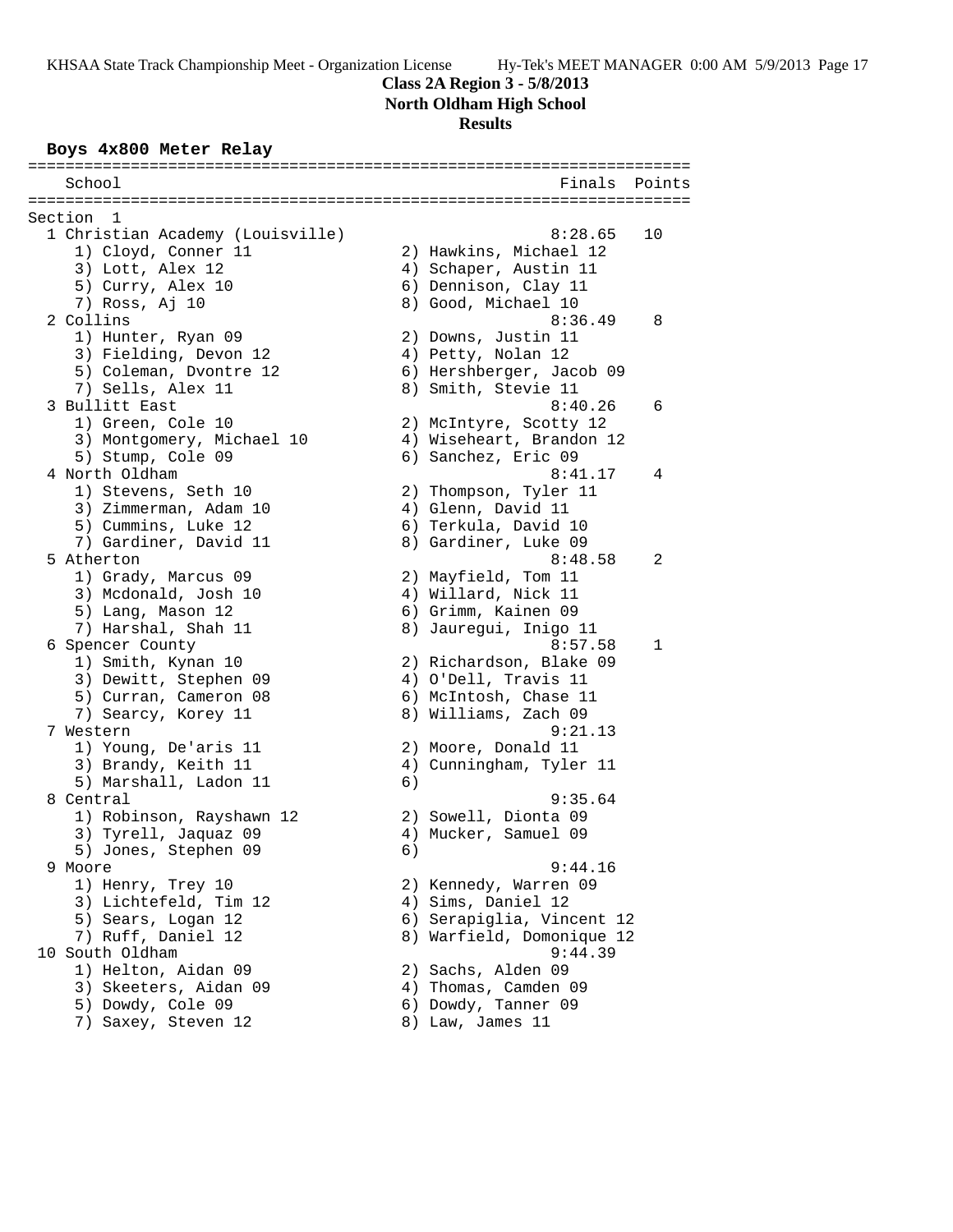**Class 2A Region 3 - 5/8/2013**
**North Oldham High School**
**Results**

### Boys 4x800 Meter Relay

```
=======================================================================
    School                                               Finals  Points
=======================================================================
Section  1
  1 Christian Academy (Louisville)                      8:28.65   10
     1) Cloyd, Conner 11                2) Hawkins, Michael 12
     3) Lott, Alex 12                   4) Schaper, Austin 11
     5) Curry, Alex 10                  6) Dennison, Clay 11
     7) Ross, Aj 10                     8) Good, Michael 10
  2 Collins                                             8:36.49    8
     1) Hunter, Ryan 09                 2) Downs, Justin 11
     3) Fielding, Devon 12              4) Petty, Nolan 12
     5) Coleman, Dvontre 12             6) Hershberger, Jacob 09
     7) Sells, Alex 11                  8) Smith, Stevie 11
  3 Bullitt East                                        8:40.26    6
     1) Green, Cole 10                  2) McIntyre, Scotty 12
     3) Montgomery, Michael 10          4) Wiseheart, Brandon 12
     5) Stump, Cole 09                  6) Sanchez, Eric 09
  4 North Oldham                                        8:41.17    4
     1) Stevens, Seth 10                2) Thompson, Tyler 11
     3) Zimmerman, Adam 10              4) Glenn, David 11
     5) Cummins, Luke 12                6) Terkula, David 10
     7) Gardiner, David 11              8) Gardiner, Luke 09
  5 Atherton                                            8:48.58    2
     1) Grady, Marcus 09                2) Mayfield, Tom 11
     3) Mcdonald, Josh 10               4) Willard, Nick 11
     5) Lang, Mason 12                  6) Grimm, Kainen 09
     7) Harshal, Shah 11                8) Jauregui, Inigo 11
  6 Spencer County                                      8:57.58    1
     1) Smith, Kynan 10                 2) Richardson, Blake 09
     3) Dewitt, Stephen 09              4) O'Dell, Travis 11
     5) Curran, Cameron 08              6) McIntosh, Chase 11
     7) Searcy, Korey 11                8) Williams, Zach 09
  7 Western                                             9:21.13
     1) Young, De'aris 11               2) Moore, Donald 11
     3) Brandy, Keith 11                4) Cunningham, Tyler 11
     5) Marshall, Ladon 11              6)
  8 Central                                             9:35.64
     1) Robinson, Rayshawn 12           2) Sowell, Dionta 09
     3) Tyrell, Jaquaz 09               4) Mucker, Samuel 09
     5) Jones, Stephen 09               6)
  9 Moore                                               9:44.16
     1) Henry, Trey 10                  2) Kennedy, Warren 09
     3) Lichtefeld, Tim 12              4) Sims, Daniel 12
     5) Sears, Logan 12                 6) Serapiglia, Vincent 12
     7) Ruff, Daniel 12                 8) Warfield, Domonique 12
 10 South Oldham                                        9:44.39
     1) Helton, Aidan 09                2) Sachs, Alden 09
     3) Skeeters, Aidan 09              4) Thomas, Camden 09
     5) Dowdy, Cole 09                  6) Dowdy, Tanner 09
     7) Saxey, Steven 12                8) Law, James 11
```